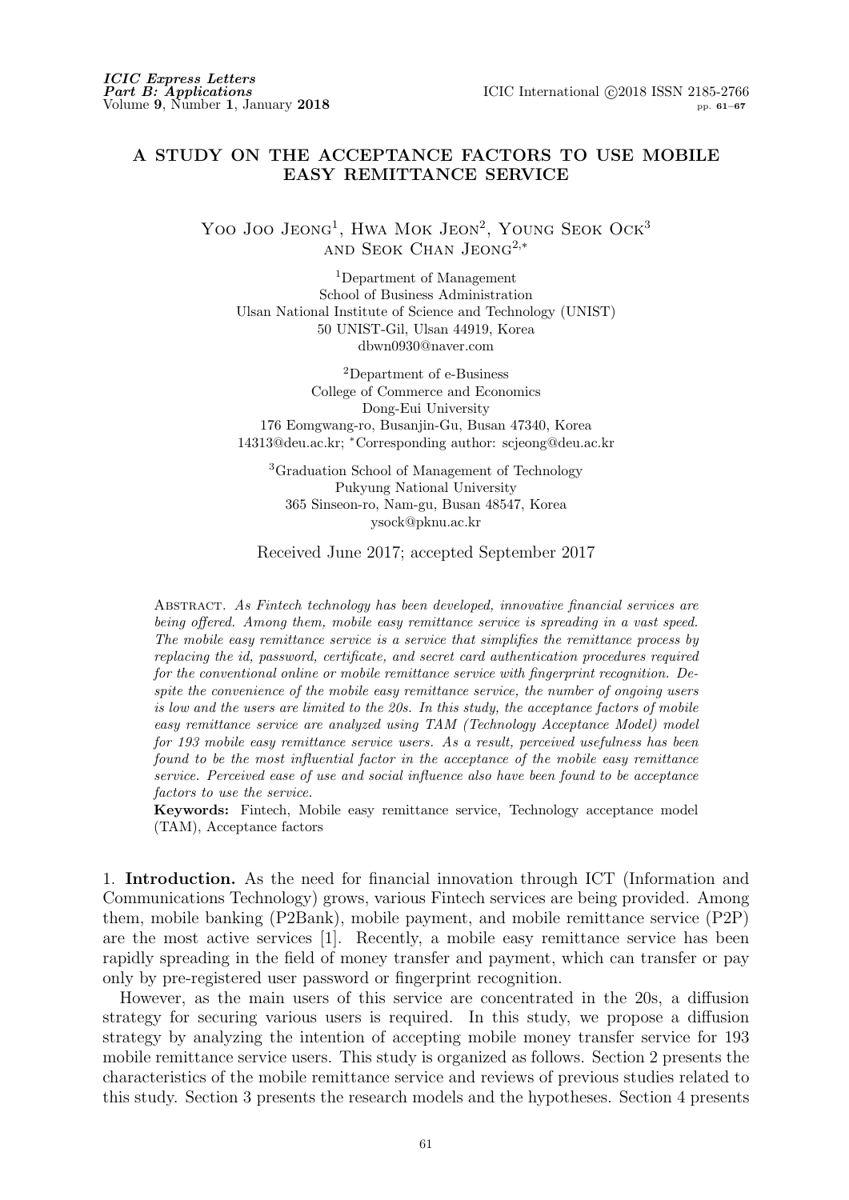# A STUDY ON THE ACCEPTANCE FACTORS TO USE MOBILE EASY REMITTANCE SERVICE

Yoo Joo Jeong[1], Hwa Mok Jeon[2], Young Seok Ock[3] and Seok Chan Jeong[2,*]

[1]Department of Management
School of Business Administration
Ulsan National Institute of Science and Technology (UNIST)
50 UNIST-Gil, Ulsan 44919, Korea
dbwn0930@naver.com

[2]Department of e-Business
College of Commerce and Economics
Dong-Eui University
176 Eomgwang-ro, Busanjin-Gu, Busan 47340, Korea
14313@deu.ac.kr; *Corresponding author: scjeong@deu.ac.kr

[3]Graduation School of Management of Technology
Pukyung National University
365 Sinseon-ro, Nam-gu, Busan 48547, Korea
ysock@pknu.ac.kr

Received June 2017; accepted September 2017

Abstract. *As Fintech technology has been developed, innovative financial services are being offered. Among them, mobile easy remittance service is spreading in a vast speed. The mobile easy remittance service is a service that simplifies the remittance process by replacing the id, password, certificate, and secret card authentication procedures required for the conventional online or mobile remittance service with fingerprint recognition. Despite the convenience of the mobile easy remittance service, the number of ongoing users is low and the users are limited to the 20s. In this study, the acceptance factors of mobile easy remittance service are analyzed using TAM (Technology Acceptance Model) model for 193 mobile easy remittance service users. As a result, perceived usefulness has been found to be the most influential factor in the acceptance of the mobile easy remittance service. Perceived ease of use and social influence also have been found to be acceptance factors to use the service.*

**Keywords:** Fintech, Mobile easy remittance service, Technology acceptance model (TAM), Acceptance factors

## 1. Introduction.

As the need for financial innovation through ICT (Information and Communications Technology) grows, various Fintech services are being provided. Among them, mobile banking (P2Bank), mobile payment, and mobile remittance service (P2P) are the most active services [1]. Recently, a mobile easy remittance service has been rapidly spreading in the field of money transfer and payment, which can transfer or pay only by pre-registered user password or fingerprint recognition.

However, as the main users of this service are concentrated in the 20s, a diffusion strategy for securing various users is required. In this study, we propose a diffusion strategy by analyzing the intention of accepting mobile money transfer service for 193 mobile remittance service users. This study is organized as follows. Section 2 presents the characteristics of the mobile remittance service and reviews of previous studies related to this study. Section 3 presents the research models and the hypotheses. Section 4 presents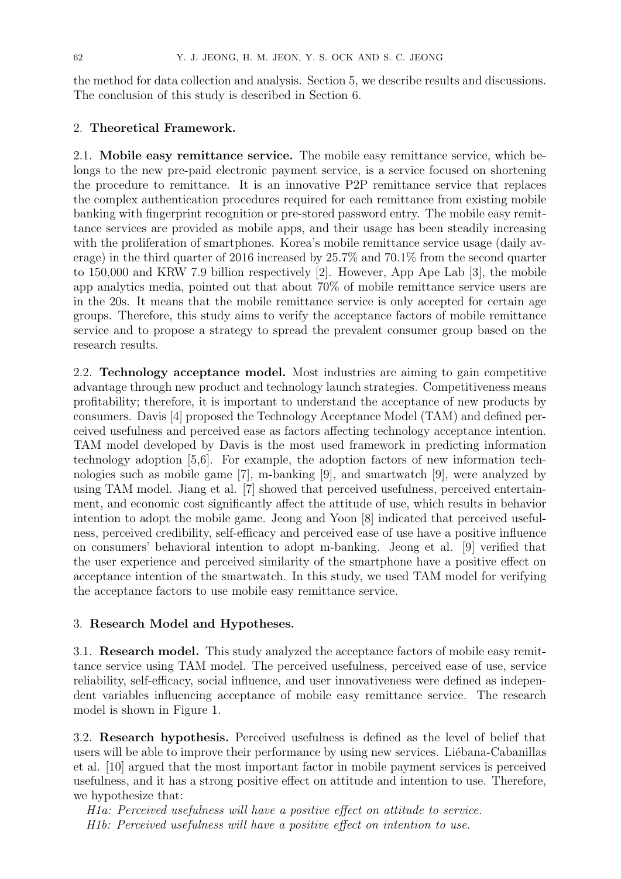the method for data collection and analysis. Section 5, we describe results and discussions. The conclusion of this study is described in Section 6.

## 2. Theoretical Framework.

**2.1. Mobile easy remittance service.** The mobile easy remittance service, which belongs to the new pre-paid electronic payment service, is a service focused on shortening the procedure to remittance. It is an innovative P2P remittance service that replaces the complex authentication procedures required for each remittance from existing mobile banking with fingerprint recognition or pre-stored password entry. The mobile easy remittance services are provided as mobile apps, and their usage has been steadily increasing with the proliferation of smartphones. Korea's mobile remittance service usage (daily average) in the third quarter of 2016 increased by 25.7% and 70.1% from the second quarter to 150,000 and KRW 7.9 billion respectively [2]. However, App Ape Lab [3], the mobile app analytics media, pointed out that about 70% of mobile remittance service users are in the 20s. It means that the mobile remittance service is only accepted for certain age groups. Therefore, this study aims to verify the acceptance factors of mobile remittance service and to propose a strategy to spread the prevalent consumer group based on the research results.

**2.2. Technology acceptance model.** Most industries are aiming to gain competitive advantage through new product and technology launch strategies. Competitiveness means profitability; therefore, it is important to understand the acceptance of new products by consumers. Davis [4] proposed the Technology Acceptance Model (TAM) and defined perceived usefulness and perceived ease as factors affecting technology acceptance intention. TAM model developed by Davis is the most used framework in predicting information technology adoption [5,6]. For example, the adoption factors of new information technologies such as mobile game [7], m-banking [9], and smartwatch [9], were analyzed by using TAM model. Jiang et al. [7] showed that perceived usefulness, perceived entertainment, and economic cost significantly affect the attitude of use, which results in behavior intention to adopt the mobile game. Jeong and Yoon [8] indicated that perceived usefulness, perceived credibility, self-efficacy and perceived ease of use have a positive influence on consumers' behavioral intention to adopt m-banking. Jeong et al. [9] verified that the user experience and perceived similarity of the smartphone have a positive effect on acceptance intention of the smartwatch. In this study, we used TAM model for verifying the acceptance factors to use mobile easy remittance service.

## 3. Research Model and Hypotheses.

**3.1. Research model.** This study analyzed the acceptance factors of mobile easy remittance service using TAM model. The perceived usefulness, perceived ease of use, service reliability, self-efficacy, social influence, and user innovativeness were defined as independent variables influencing acceptance of mobile easy remittance service. The research model is shown in Figure 1.

**3.2. Research hypothesis.** Perceived usefulness is defined as the level of belief that users will be able to improve their performance by using new services. Liébana-Cabanillas et al. [10] argued that the most important factor in mobile payment services is perceived usefulness, and it has a strong positive effect on attitude and intention to use. Therefore, we hypothesize that:

*H1a: Perceived usefulness will have a positive effect on attitude to service.*
*H1b: Perceived usefulness will have a positive effect on intention to use.*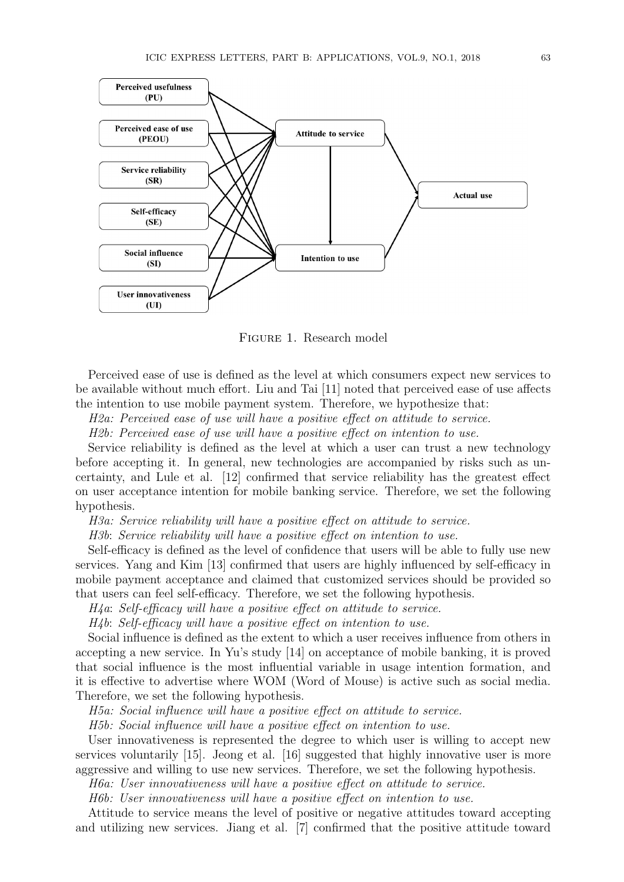Perceived usefulness (PU)

Perceived ease of use (PEOU)

Service reliability (SR)

Self-efficacy (SE)

Social influence (SI)

User innovativeness (UI)

Attitude to service

Intention to use

Actual use

Figure 1. Research model

Perceived ease of use is defined as the level at which consumers expect new services to be available without much effort. Liu and Tai [11] noted that perceived ease of use affects the intention to use mobile payment system. Therefore, we hypothesize that:

*H2a: Perceived ease of use will have a positive effect on attitude to service.*

*H2b: Perceived ease of use will have a positive effect on intention to use.*

Service reliability is defined as the level at which a user can trust a new technology before accepting it. In general, new technologies are accompanied by risks such as uncertainty, and Lule et al. [12] confirmed that service reliability has the greatest effect on user acceptance intention for mobile banking service. Therefore, we set the following hypothesis.

*H3a: Service reliability will have a positive effect on attitude to service.*

*H3b*: *Service reliability will have a positive effect on intention to use.*

Self-efficacy is defined as the level of confidence that users will be able to fully use new services. Yang and Kim [13] confirmed that users are highly influenced by self-efficacy in mobile payment acceptance and claimed that customized services should be provided so that users can feel self-efficacy. Therefore, we set the following hypothesis.

*H4a*: *Self-efficacy will have a positive effect on attitude to service.*

*H4b*: *Self-efficacy will have a positive effect on intention to use.*

Social influence is defined as the extent to which a user receives influence from others in accepting a new service. In Yu's study [14] on acceptance of mobile banking, it is proved that social influence is the most influential variable in usage intention formation, and it is effective to advertise where WOM (Word of Mouse) is active such as social media. Therefore, we set the following hypothesis.

*H5a: Social influence will have a positive effect on attitude to service.*

*H5b: Social influence will have a positive effect on intention to use.*

User innovativeness is represented the degree to which user is willing to accept new services voluntarily [15]. Jeong et al. [16] suggested that highly innovative user is more aggressive and willing to use new services. Therefore, we set the following hypothesis.

*H6a: User innovativeness will have a positive effect on attitude to service.*

*H6b: User innovativeness will have a positive effect on intention to use.*

Attitude to service means the level of positive or negative attitudes toward accepting and utilizing new services. Jiang et al. [7] confirmed that the positive attitude toward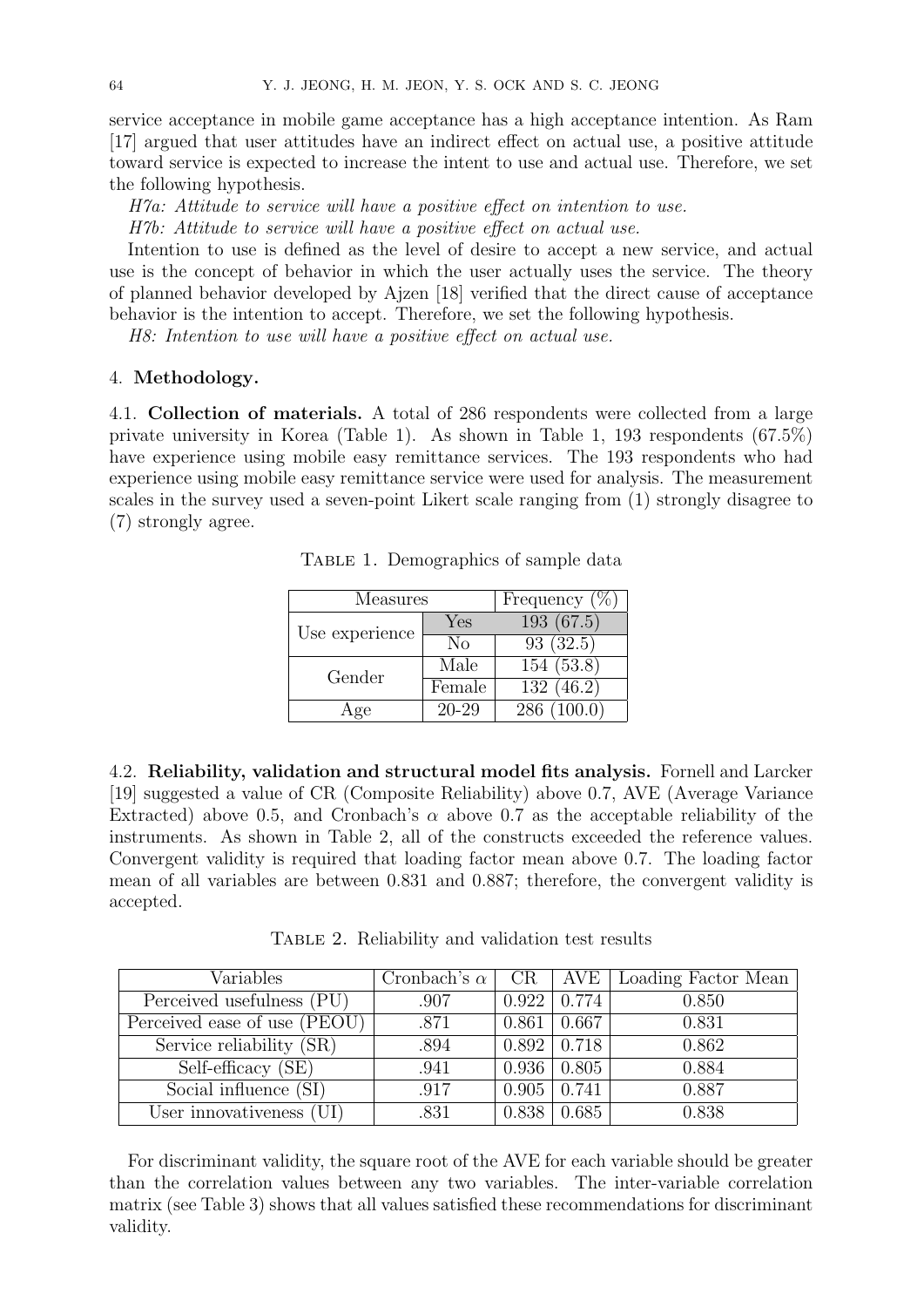service acceptance in mobile game acceptance has a high acceptance intention. As Ram [17] argued that user attitudes have an indirect effect on actual use, a positive attitude toward service is expected to increase the intent to use and actual use. Therefore, we set the following hypothesis.

*H7a: Attitude to service will have a positive effect on intention to use.*

*H7b: Attitude to service will have a positive effect on actual use.*

Intention to use is defined as the level of desire to accept a new service, and actual use is the concept of behavior in which the user actually uses the service. The theory of planned behavior developed by Ajzen [18] verified that the direct cause of acceptance behavior is the intention to accept. Therefore, we set the following hypothesis.

*H8: Intention to use will have a positive effect on actual use.*

## 4. Methodology.

### 4.1. Collection of materials.

A total of 286 respondents were collected from a large private university in Korea (Table 1). As shown in Table 1, 193 respondents (67.5%) have experience using mobile easy remittance services. The 193 respondents who had experience using mobile easy remittance service were used for analysis. The measurement scales in the survey used a seven-point Likert scale ranging from (1) strongly disagree to (7) strongly agree.

Table 1. Demographics of sample data

| Measures | | Frequency (%) |
|---|---|---|
| Use experience | Yes | 193 (67.5) |
| | No | 93 (32.5) |
| Gender | Male | 154 (53.8) |
| | Female | 132 (46.2) |
| Age | 20-29 | 286 (100.0) |

### 4.2. Reliability, validation and structural model fits analysis.

Fornell and Larcker [19] suggested a value of CR (Composite Reliability) above 0.7, AVE (Average Variance Extracted) above 0.5, and Cronbach's $\alpha$ above 0.7 as the acceptable reliability of the instruments. As shown in Table 2, all of the constructs exceeded the reference values. Convergent validity is required that loading factor mean above 0.7. The loading factor mean of all variables are between 0.831 and 0.887; therefore, the convergent validity is accepted.

Table 2. Reliability and validation test results

| Variables | Cronbach's $\alpha$ | CR | AVE | Loading Factor Mean |
|---|---|---|---|---|
| Perceived usefulness (PU) | .907 | 0.922 | 0.774 | 0.850 |
| Perceived ease of use (PEOU) | .871 | 0.861 | 0.667 | 0.831 |
| Service reliability (SR) | .894 | 0.892 | 0.718 | 0.862 |
| Self-efficacy (SE) | .941 | 0.936 | 0.805 | 0.884 |
| Social influence (SI) | .917 | 0.905 | 0.741 | 0.887 |
| User innovativeness (UI) | .831 | 0.838 | 0.685 | 0.838 |

For discriminant validity, the square root of the AVE for each variable should be greater than the correlation values between any two variables. The inter-variable correlation matrix (see Table 3) shows that all values satisfied these recommendations for discriminant validity.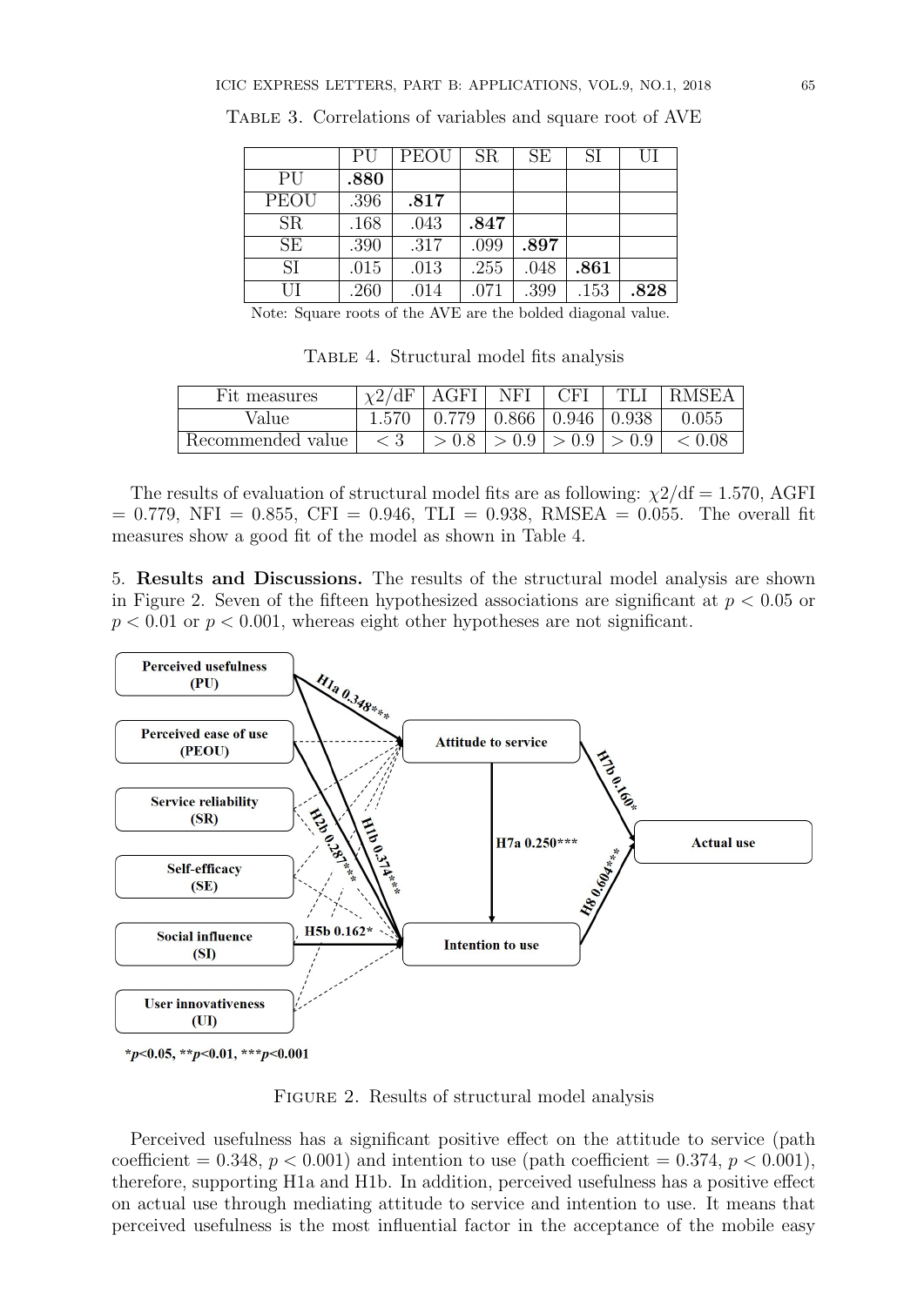Table 3. Correlations of variables and square root of AVE

| | PU | PEOU | SR | SE | SI | UI |
|---|---|---|---|---|---|---|
| PU | **.880** | | | | | |
| PEOU | .396 | **.817** | | | | |
| SR | .168 | .043 | **.847** | | | |
| SE | .390 | .317 | .099 | **.897** | | |
| SI | .015 | .013 | .255 | .048 | **.861** | |
| UI | .260 | .014 | .071 | .399 | .153 | **.828** |

Note: Square roots of the AVE are the bolded diagonal value.

Table 4. Structural model fits analysis

| Fit measures | $\chi 2/\text{dF}$ | AGFI | NFI | CFI | TLI | RMSEA |
|---|---|---|---|---|---|---|
| Value | 1.570 | 0.779 | 0.866 | 0.946 | 0.938 | 0.055 |
| Recommended value | $< 3$ | $> 0.8$ | $> 0.9$ | $> 0.9$ | $> 0.9$ | $< 0.08$ |

The results of evaluation of structural model fits are as following: $\chi 2/\text{df} = 1.570$, AGFI $= 0.779$, NFI $= 0.855$, CFI $= 0.946$, TLI $= 0.938$, RMSEA $= 0.055$. The overall fit measures show a good fit of the model as shown in Table 4.

5. **Results and Discussions.** The results of the structural model analysis are shown in Figure 2. Seven of the fifteen hypothesized associations are significant at $p < 0.05$ or $p < 0.01$ or $p < 0.001$, whereas eight other hypotheses are not significant.

Perceived usefulness (PU)
Perceived ease of use (PEOU)
Service reliability (SR)
Self-efficacy (SE)
Social influence (SI)
User innovativeness (UI)
Attitude to service
Intention to use
Actual use
H1a 0.348***
H2b 0.287***
H1b 0.374***
H5b 0.162*
H7a 0.250***
H7b 0.160*
H8 0.604***
*p<0.05, **p<0.01, ***p<0.001

Figure 2. Results of structural model analysis

Perceived usefulness has a significant positive effect on the attitude to service (path coefficient $= 0.348$, $p < 0.001$) and intention to use (path coefficient $= 0.374$, $p < 0.001$), therefore, supporting H1a and H1b. In addition, perceived usefulness has a positive effect on actual use through mediating attitude to service and intention to use. It means that perceived usefulness is the most influential factor in the acceptance of the mobile easy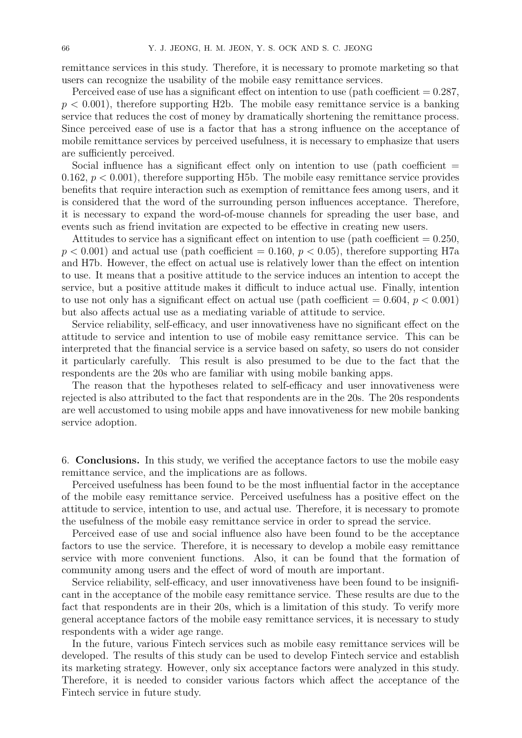remittance services in this study. Therefore, it is necessary to promote marketing so that users can recognize the usability of the mobile easy remittance services.

Perceived ease of use has a significant effect on intention to use (path coefficient = 0.287, $p < 0.001$), therefore supporting H2b. The mobile easy remittance service is a banking service that reduces the cost of money by dramatically shortening the remittance process. Since perceived ease of use is a factor that has a strong influence on the acceptance of mobile remittance services by perceived usefulness, it is necessary to emphasize that users are sufficiently perceived.

Social influence has a significant effect only on intention to use (path coefficient = 0.162, $p < 0.001$), therefore supporting H5b. The mobile easy remittance service provides benefits that require interaction such as exemption of remittance fees among users, and it is considered that the word of the surrounding person influences acceptance. Therefore, it is necessary to expand the word-of-mouse channels for spreading the user base, and events such as friend invitation are expected to be effective in creating new users.

Attitudes to service has a significant effect on intention to use (path coefficient = 0.250, $p < 0.001$) and actual use (path coefficient = 0.160, $p < 0.05$), therefore supporting H7a and H7b. However, the effect on actual use is relatively lower than the effect on intention to use. It means that a positive attitude to the service induces an intention to accept the service, but a positive attitude makes it difficult to induce actual use. Finally, intention to use not only has a significant effect on actual use (path coefficient = 0.604, $p < 0.001$) but also affects actual use as a mediating variable of attitude to service.

Service reliability, self-efficacy, and user innovativeness have no significant effect on the attitude to service and intention to use of mobile easy remittance service. This can be interpreted that the financial service is a service based on safety, so users do not consider it particularly carefully. This result is also presumed to be due to the fact that the respondents are the 20s who are familiar with using mobile banking apps.

The reason that the hypotheses related to self-efficacy and user innovativeness were rejected is also attributed to the fact that respondents are in the 20s. The 20s respondents are well accustomed to using mobile apps and have innovativeness for new mobile banking service adoption.

## 6. Conclusions.

In this study, we verified the acceptance factors to use the mobile easy remittance service, and the implications are as follows.

Perceived usefulness has been found to be the most influential factor in the acceptance of the mobile easy remittance service. Perceived usefulness has a positive effect on the attitude to service, intention to use, and actual use. Therefore, it is necessary to promote the usefulness of the mobile easy remittance service in order to spread the service.

Perceived ease of use and social influence also have been found to be the acceptance factors to use the service. Therefore, it is necessary to develop a mobile easy remittance service with more convenient functions. Also, it can be found that the formation of community among users and the effect of word of mouth are important.

Service reliability, self-efficacy, and user innovativeness have been found to be insignificant in the acceptance of the mobile easy remittance service. These results are due to the fact that respondents are in their 20s, which is a limitation of this study. To verify more general acceptance factors of the mobile easy remittance services, it is necessary to study respondents with a wider age range.

In the future, various Fintech services such as mobile easy remittance services will be developed. The results of this study can be used to develop Fintech service and establish its marketing strategy. However, only six acceptance factors were analyzed in this study. Therefore, it is needed to consider various factors which affect the acceptance of the Fintech service in future study.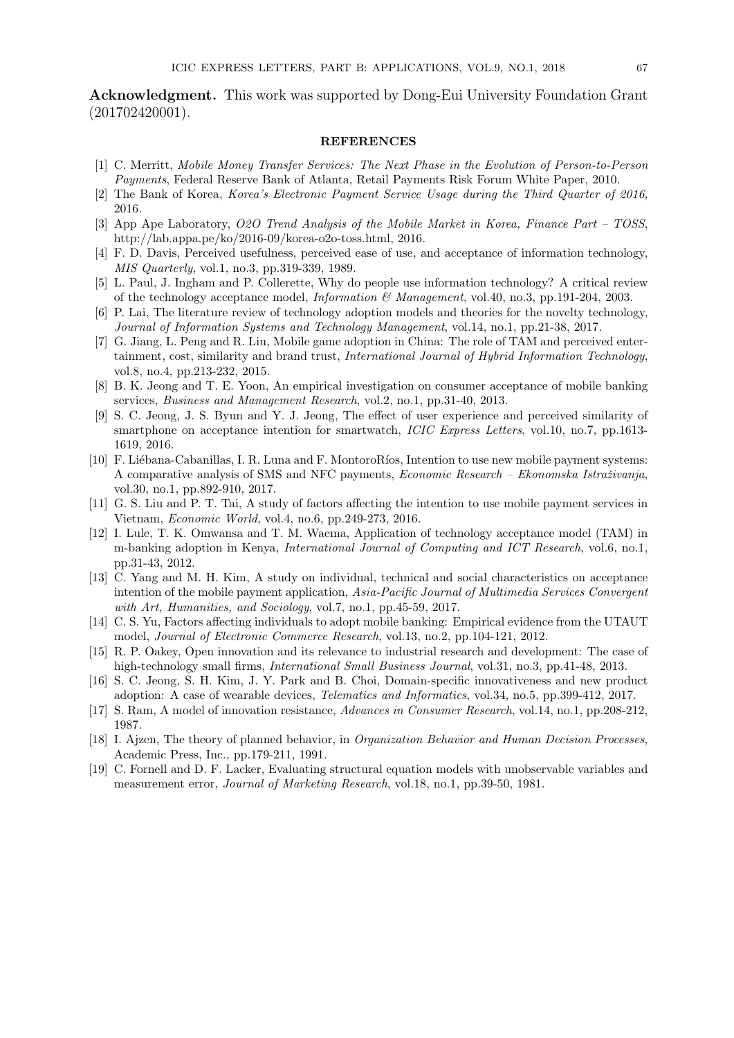**Acknowledgment.** This work was supported by Dong-Eui University Foundation Grant (201702420001).

## REFERENCES

[1] C. Merritt, *Mobile Money Transfer Services: The Next Phase in the Evolution of Person-to-Person Payments*, Federal Reserve Bank of Atlanta, Retail Payments Risk Forum White Paper, 2010.

[2] The Bank of Korea, *Korea's Electronic Payment Service Usage during the Third Quarter of 2016*, 2016.

[3] App Ape Laboratory, *O2O Trend Analysis of the Mobile Market in Korea, Finance Part – TOSS*, http://lab.appa.pe/ko/2016-09/korea-o2o-toss.html, 2016.

[4] F. D. Davis, Perceived usefulness, perceived ease of use, and acceptance of information technology, *MIS Quarterly*, vol.1, no.3, pp.319-339, 1989.

[5] L. Paul, J. Ingham and P. Collerette, Why do people use information technology? A critical review of the technology acceptance model, *Information & Management*, vol.40, no.3, pp.191-204, 2003.

[6] P. Lai, The literature review of technology adoption models and theories for the novelty technology, *Journal of Information Systems and Technology Management*, vol.14, no.1, pp.21-38, 2017.

[7] G. Jiang, L. Peng and R. Liu, Mobile game adoption in China: The role of TAM and perceived entertainment, cost, similarity and brand trust, *International Journal of Hybrid Information Technology*, vol.8, no.4, pp.213-232, 2015.

[8] B. K. Jeong and T. E. Yoon, An empirical investigation on consumer acceptance of mobile banking services, *Business and Management Research*, vol.2, no.1, pp.31-40, 2013.

[9] S. C. Jeong, J. S. Byun and Y. J. Jeong, The effect of user experience and perceived similarity of smartphone on acceptance intention for smartwatch, *ICIC Express Letters*, vol.10, no.7, pp.1613-1619, 2016.

[10] F. Liébana-Cabanillas, I. R. Luna and F. MontoroRíos, Intention to use new mobile payment systems: A comparative analysis of SMS and NFC payments, *Economic Research – Ekonomska Istraživanja*, vol.30, no.1, pp.892-910, 2017.

[11] G. S. Liu and P. T. Tai, A study of factors affecting the intention to use mobile payment services in Vietnam, *Economic World*, vol.4, no.6, pp.249-273, 2016.

[12] I. Lule, T. K. Omwansa and T. M. Waema, Application of technology acceptance model (TAM) in m-banking adoption in Kenya, *International Journal of Computing and ICT Research*, vol.6, no.1, pp.31-43, 2012.

[13] C. Yang and M. H. Kim, A study on individual, technical and social characteristics on acceptance intention of the mobile payment application, *Asia-Pacific Journal of Multimedia Services Convergent with Art, Humanities, and Sociology*, vol.7, no.1, pp.45-59, 2017.

[14] C. S. Yu, Factors affecting individuals to adopt mobile banking: Empirical evidence from the UTAUT model, *Journal of Electronic Commerce Research*, vol.13, no.2, pp.104-121, 2012.

[15] R. P. Oakey, Open innovation and its relevance to industrial research and development: The case of high-technology small firms, *International Small Business Journal*, vol.31, no.3, pp.41-48, 2013.

[16] S. C. Jeong, S. H. Kim, J. Y. Park and B. Choi, Domain-specific innovativeness and new product adoption: A case of wearable devices, *Telematics and Informatics*, vol.34, no.5, pp.399-412, 2017.

[17] S. Ram, A model of innovation resistance, *Advances in Consumer Research*, vol.14, no.1, pp.208-212, 1987.

[18] I. Ajzen, The theory of planned behavior, in *Organization Behavior and Human Decision Processes*, Academic Press, Inc., pp.179-211, 1991.

[19] C. Fornell and D. F. Lacker, Evaluating structural equation models with unobservable variables and measurement error, *Journal of Marketing Research*, vol.18, no.1, pp.39-50, 1981.